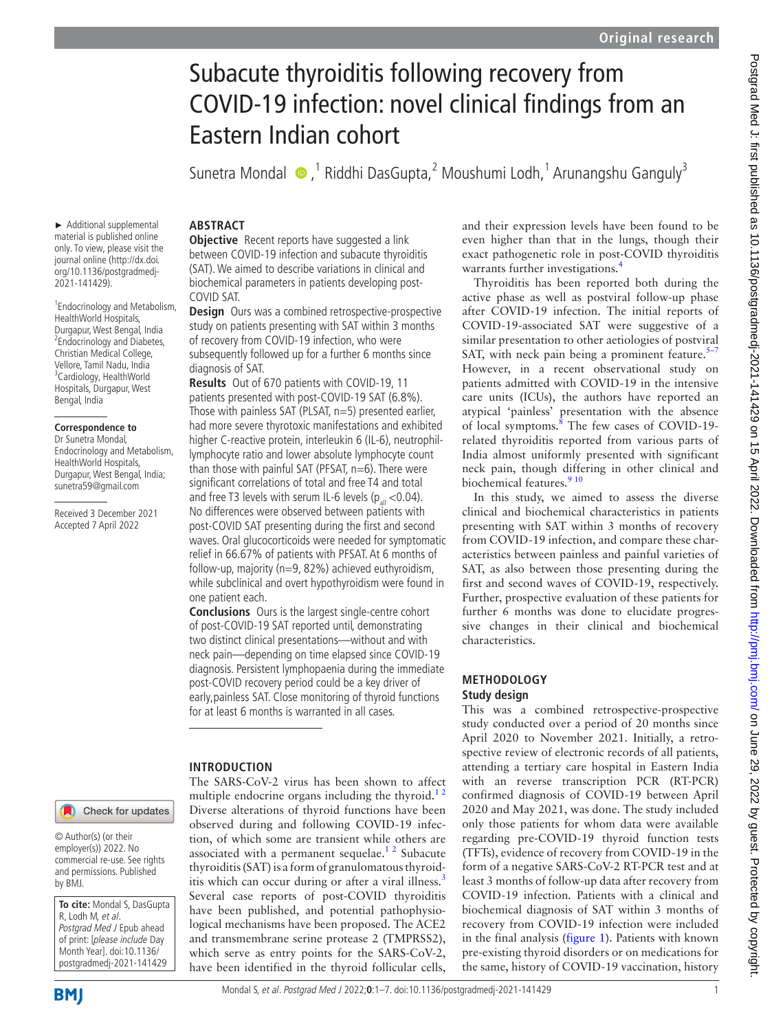# Subacute thyroiditis following recovery from COVID-19 infection: novel clinical findings from an Eastern Indian cohort

Sunetra Mondal,[1] Riddhi DasGupta,[2] Moushumi Lodh,[1] Arunangshu Ganguly[3]

► Additional supplemental material is published online only. To view, please visit the journal online (http://dx.doi.org/10.1136/postgradmedj-2021-141429).

[1]Endocrinology and Metabolism, HealthWorld Hospitals, Durgapur, West Bengal, India
[2]Endocrinology and Diabetes, Christian Medical College, Vellore, Tamil Nadu, India
[3]Cardiology, HealthWorld Hospitals, Durgapur, West Bengal, India

**Correspondence to**
Dr Sunetra Mondal, Endocrinology and Metabolism, HealthWorld Hospitals, Durgapur, West Bengal, India; sunetra59@gmail.com

Received 3 December 2021
Accepted 7 April 2022

© Author(s) (or their employer(s)) 2022. No commercial re-use. See rights and permissions. Published by BMJ.

**To cite:** Mondal S, DasGupta R, Lodh M, *et al*. *Postgrad Med J* Epub ahead of print: [*please include* Day Month Year]. doi:10.1136/postgradmedj-2021-141429

## ABSTRACT

**Objective** Recent reports have suggested a link between COVID-19 infection and subacute thyroiditis (SAT). We aimed to describe variations in clinical and biochemical parameters in patients developing post-COVID SAT.

**Design** Ours was a combined retrospective-prospective study on patients presenting with SAT within 3 months of recovery from COVID-19 infection, who were subsequently followed up for a further 6 months since diagnosis of SAT.

**Results** Out of 670 patients with COVID-19, 11 patients presented with post-COVID-19 SAT (6.8%). Those with painless SAT (PLSAT, n=5) presented earlier, had more severe thyrotoxic manifestations and exhibited higher C-reactive protein, interleukin 6 (IL-6), neutrophil-lymphocyte ratio and lower absolute lymphocyte count than those with painful SAT (PFSAT, n=6). There were significant correlations of total and free T4 and total and free T3 levels with serum IL-6 levels ($p_{all}<0.04$). No differences were observed between patients with post-COVID SAT presenting during the first and second waves. Oral glucocorticoids were needed for symptomatic relief in 66.67% of patients with PFSAT. At 6 months of follow-up, majority (n=9, 82%) achieved euthyroidism, while subclinical and overt hypothyroidism were found in one patient each.

**Conclusions** Ours is the largest single-centre cohort of post-COVID-19 SAT reported until, demonstrating two distinct clinical presentations—without and with neck pain—depending on time elapsed since COVID-19 diagnosis. Persistent lymphopaenia during the immediate post-COVID recovery period could be a key driver of early,painless SAT. Close monitoring of thyroid functions for at least 6 months is warranted in all cases.

## INTRODUCTION

The SARS-CoV-2 virus has been shown to affect multiple endocrine organs including the thyroid.[1,2] Diverse alterations of thyroid functions have been observed during and following COVID-19 infection, of which some are transient while others are associated with a permanent sequelae.[1,2] Subacute thyroiditis (SAT) is a form of granulomatous thyroiditis which can occur during or after a viral illness.[3] Several case reports of post-COVID thyroiditis have been published, and potential pathophysiological mechanisms have been proposed. The ACE2 and transmembrane serine protease 2 (TMPRSS2), which serve as entry points for the SARS-CoV-2, have been identified in the thyroid follicular cells, and their expression levels have been found to be even higher than that in the lungs, though their exact pathogenetic role in post-COVID thyroiditis warrants further investigations.[4]

Thyroiditis has been reported both during the active phase as well as postviral follow-up phase after COVID-19 infection. The initial reports of COVID-19-associated SAT were suggestive of a similar presentation to other aetiologies of postviral SAT, with neck pain being a prominent feature.[5–7] However, in a recent observational study on patients admitted with COVID-19 in the intensive care units (ICUs), the authors have reported an atypical 'painless' presentation with the absence of local symptoms.[8] The few cases of COVID-19-related thyroiditis reported from various parts of India almost uniformly presented with significant neck pain, though differing in other clinical and biochemical features.[9,10]

In this study, we aimed to assess the diverse clinical and biochemical characteristics in patients presenting with SAT within 3 months of recovery from COVID-19 infection, and compare these characteristics between painless and painful varieties of SAT, as also between those presenting during the first and second waves of COVID-19, respectively. Further, prospective evaluation of these patients for further 6 months was done to elucidate progressive changes in their clinical and biochemical characteristics.

## METHODOLOGY

### Study design

This was a combined retrospective-prospective study conducted over a period of 20 months since April 2020 to November 2021. Initially, a retrospective review of electronic records of all patients, attending a tertiary care hospital in Eastern India with an reverse transcription PCR (RT-PCR) confirmed diagnosis of COVID-19 between April 2020 and May 2021, was done. The study included only those patients for whom data were available regarding pre-COVID-19 thyroid function tests (TFTs), evidence of recovery from COVID-19 in the form of a negative SARS-CoV-2 RT-PCR test and at least 3 months of follow-up data after recovery from COVID-19 infection. Patients with a clinical and biochemical diagnosis of SAT within 3 months of recovery from COVID-19 infection were included in the final analysis (figure 1). Patients with known pre-existing thyroid disorders or on medications for the same, history of COVID-19 vaccination, history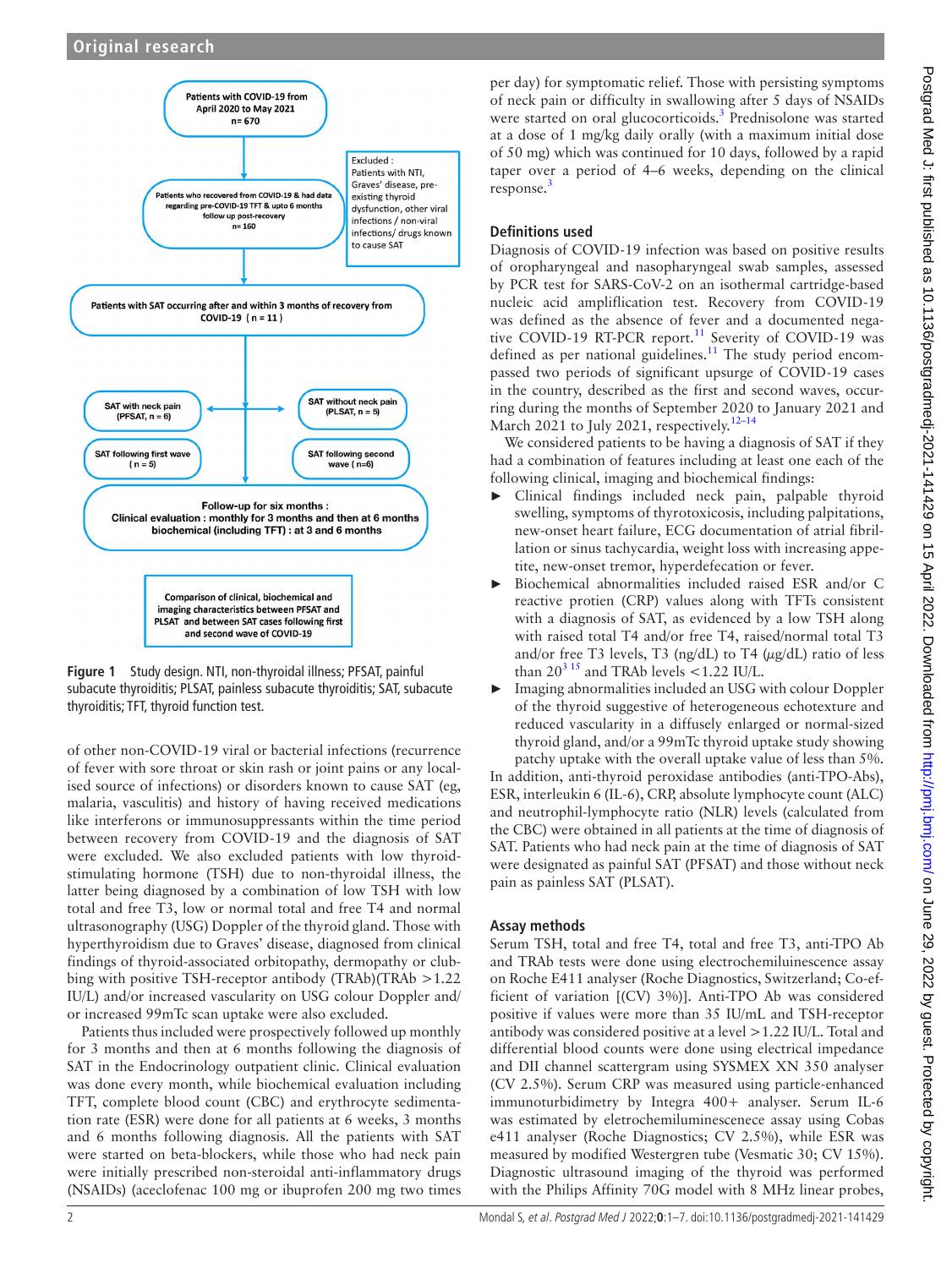Patients with COVID-19 from April 2020 to May 2021 n= 670

Excluded : Patients with NTI, Graves' disease, pre-existing thyroid dysfunction, other viral infections / non-viral infections/ drugs known to cause SAT

Patients who recovered from COVID-19 & had data regarding pre-COVID-19 TFT & upto 6 months follow up post-recovery n= 160

Patients with SAT occurring after and within 3 months of recovery from COVID-19 ( n = 11 )

SAT with neck pain (PFSAT, n = 6)

SAT without neck pain (PLSAT, n = 5)

SAT following first wave ( n = 5)

SAT following second wave ( n=6)

Follow-up for six months : Clinical evaluation : monthly for 3 months and then at 6 months biochemical (including TFT) : at 3 and 6 months

Comparison of clinical, biochemical and imaging characteristics between PFSAT and PLSAT and between SAT cases following first and second wave of COVID-19

**Figure 1** Study design. NTI, non-thyroidal illness; PFSAT, painful subacute thyroiditis; PLSAT, painless subacute thyroiditis; SAT, subacute thyroiditis; TFT, thyroid function test.

of other non-COVID-19 viral or bacterial infections (recurrence of fever with sore throat or skin rash or joint pains or any localised source of infections) or disorders known to cause SAT (eg, malaria, vasculitis) and history of having received medications like interferons or immunosuppressants within the time period between recovery from COVID-19 and the diagnosis of SAT were excluded. We also excluded patients with low thyroid-stimulating hormone (TSH) due to non-thyroidal illness, the latter being diagnosed by a combination of low TSH with low total and free T3, low or normal total and free T4 and normal ultrasonography (USG) Doppler of the thyroid gland. Those with hyperthyroidism due to Graves' disease, diagnosed from clinical findings of thyroid-associated orbitopathy, dermopathy or clubbing with positive TSH-receptor antibody (TRAb)(TRAb >1.22 IU/L) and/or increased vascularity on USG colour Doppler and/or increased 99mTc scan uptake were also excluded.

Patients thus included were prospectively followed up monthly for 3 months and then at 6 months following the diagnosis of SAT in the Endocrinology outpatient clinic. Clinical evaluation was done every month, while biochemical evaluation including TFT, complete blood count (CBC) and erythrocyte sedimentation rate (ESR) were done for all patients at 6 weeks, 3 months and 6 months following diagnosis. All the patients with SAT were started on beta-blockers, while those who had neck pain were initially prescribed non-steroidal anti-inflammatory drugs (NSAIDs) (aceclofenac 100 mg or ibuprofen 200 mg two times per day) for symptomatic relief. Those with persisting symptoms of neck pain or difficulty in swallowing after 5 days of NSAIDs were started on oral glucocorticoids.[3] Prednisolone was started at a dose of 1 mg/kg daily orally (with a maximum initial dose of 50 mg) which was continued for 10 days, followed by a rapid taper over a period of 4–6 weeks, depending on the clinical response.[3]

## Definitions used

Diagnosis of COVID-19 infection was based on positive results of oropharyngeal and nasopharyngeal swab samples, assessed by PCR test for SARS-CoV-2 on an isothermal cartridge-based nucleic acid amplification test. Recovery from COVID-19 was defined as the absence of fever and a documented negative COVID-19 RT-PCR report.[11] Severity of COVID-19 was defined as per national guidelines.[11] The study period encompassed two periods of significant upsurge of COVID-19 cases in the country, described as the first and second waves, occurring during the months of September 2020 to January 2021 and March 2021 to July 2021, respectively.[12–14]

We considered patients to be having a diagnosis of SAT if they had a combination of features including at least one each of the following clinical, imaging and biochemical findings:

- Clinical findings included neck pain, palpable thyroid swelling, symptoms of thyrotoxicosis, including palpitations, new-onset heart failure, ECG documentation of atrial fibrillation or sinus tachycardia, weight loss with increasing appetite, new-onset tremor, hyperdefecation or fever.
- Biochemical abnormalities included raised ESR and/or C reactive protien (CRP) values along with TFTs consistent with a diagnosis of SAT, as evidenced by a low TSH along with raised total T4 and/or free T4, raised/normal total T3 and/or free T3 levels, T3 (ng/dL) to T4 (µg/dL) ratio of less than 20[3,15] and TRAb levels <1.22 IU/L.
- Imaging abnormalities included an USG with colour Doppler of the thyroid suggestive of heterogeneous echotexture and reduced vascularity in a diffusely enlarged or normal-sized thyroid gland, and/or a 99mTc thyroid uptake study showing patchy uptake with the overall uptake value of less than 5%.

In addition, anti-thyroid peroxidase antibodies (anti-TPO-Abs), ESR, interleukin 6 (IL-6), CRP, absolute lymphocyte count (ALC) and neutrophil-lymphocyte ratio (NLR) levels (calculated from the CBC) were obtained in all patients at the time of diagnosis of SAT. Patients who had neck pain at the time of diagnosis of SAT were designated as painful SAT (PFSAT) and those without neck pain as painless SAT (PLSAT).

## Assay methods

Serum TSH, total and free T4, total and free T3, anti-TPO Ab and TRAb tests were done using electrochemiluineescence assay on Roche E411 analyser (Roche Diagnostics, Switzerland; Co-efficient of variation [(CV) 3%)]. Anti-TPO Ab was considered positive if values were more than 35 IU/mL and TSH-receptor antibody was considered positive at a level >1.22 IU/L. Total and differential blood counts were done using electrical impedance and DII channel scattergram using SYSMEX XN 350 analyser (CV 2.5%). Serum CRP was measured using particle-enhanced immunoturbidimetry by Integra 400+ analyser. Serum IL-6 was estimated by eletrochemiluminescence assay using Cobas e411 analyser (Roche Diagnostics; CV 2.5%), while ESR was measured by modified Westergren tube (Vesmatic 30; CV 15%). Diagnostic ultrasound imaging of the thyroid was performed with the Philips Affinity 70G model with 8 MHz linear probes,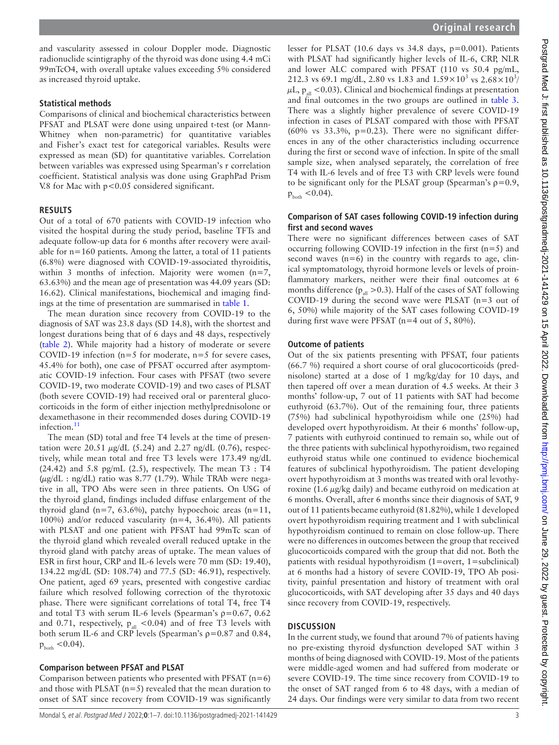and vascularity assessed in colour Doppler mode. Diagnostic radionuclide scintigraphy of the thyroid was done using 4.4 mCi 99mTcO4, with overall uptake values exceeding 5% considered as increased thyroid uptake.

### Statistical methods

Comparisons of clinical and biochemical characteristics between PFSAT and PLSAT were done using unpaired t-test (or Mann-Whitney when non-parametric) for quantitative variables and Fisher's exact test for categorical variables. Results were expressed as mean (SD) for quantitative variables. Correlation between variables was expressed using Spearman's r correlation coefficient. Statistical analysis was done using GraphPad Prism V.8 for Mac with $p<0.05$ considered significant.

## RESULTS

Out of a total of 670 patients with COVID-19 infection who visited the hospital during the study period, baseline TFTs and adequate follow-up data for 6 months after recovery were available for n=160 patients. Among the latter, a total of 11 patients (6.8%) were diagnosed with COVID-19-associated thyroiditis, within 3 months of infection. Majority were women (n=7, 63.63%) and the mean age of presentation was 44.09 years (SD: 16.62). Clinical manifestations, biochemical and imaging findings at the time of presentation are summarised in table 1.

The mean duration since recovery from COVID-19 to the diagnosis of SAT was 23.8 days (SD 14.8), with the shortest and longest durations being that of 6 days and 48 days, respectively (table 2). While majority had a history of moderate or severe COVID-19 infection (n=5 for moderate, n=5 for severe cases, 45.4% for both), one case of PFSAT occurred after asymptomatic COVID-19 infection. Four cases with PFSAT (two severe COVID-19, two moderate COVID-19) and two cases of PLSAT (both severe COVID-19) had received oral or parenteral glucocorticoids in the form of either injection methylprednisolone or dexamethasone in their recommended doses during COVID-19 infection.[11]

The mean (SD) total and free T4 levels at the time of presentation were 20.51 µg/dL (5.24) and 2.27 ng/dL (0.76), respectively, while mean total and free T3 levels were 173.49 ng/dL (24.42) and 5.8 pg/mL (2.5), respectively. The mean T3 : T4 (µg/dL : ng/dL) ratio was 8.77 (1.79). While TRAb were negative in all, TPO Abs were seen in three patients. On USG of the thyroid gland, findings included diffuse enlargement of the thyroid gland (n=7, 63.6%), patchy hypoechoic areas (n=11, 100%) and/or reduced vascularity (n=4, 36.4%). All patients with PLSAT and one patient with PFSAT had 99mTc scan of the thyroid gland which revealed overall reduced uptake in the thyroid gland with patchy areas of uptake. The mean values of ESR in first hour, CRP and IL-6 levels were 70 mm (SD: 19.40), 134.22 mg/dL (SD: 108.74) and 77.5 (SD: 46.91), respectively. One patient, aged 69 years, presented with congestive cardiac failure which resolved following correction of the thyrotoxic phase. There were significant correlations of total T4, free T4 and total T3 with serum IL-6 levels (Spearman's ρ=0.67, 0.62 and 0.71, respectively, $p_{all}<0.04$) and of free T3 levels with both serum IL-6 and CRP levels (Spearman's ρ=0.87 and 0.84, $p_{both}<0.04$).

### Comparison between PFSAT and PLSAT

Comparison between patients who presented with PFSAT (n=6) and those with PLSAT (n=5) revealed that the mean duration to onset of SAT since recovery from COVID-19 was significantly lesser for PLSAT (10.6 days vs 34.8 days, p=0.001). Patients with PLSAT had significantly higher levels of IL-6, CRP, NLR and lower ALC compared with PFSAT (110 vs 50.4 pg/mL, 212.3 vs 69.1 mg/dL, 2.80 vs 1.83 and $1.59\times10^3$ vs $2.68\times10^3$/µL, $p_{all}<0.03$). Clinical and biochemical findings at presentation and final outcomes in the two groups are outlined in table 3. There was a slightly higher prevalence of severe COVID-19 infection in cases of PLSAT compared with those with PFSAT (60% vs 33.3%, p=0.23). There were no significant differences in any of the other characteristics including occurrence during the first or second wave of infection. In spite of the small sample size, when analysed separately, the correlation of free T4 with IL-6 levels and of free T3 with CRP levels were found to be significant only for the PLSAT group (Spearman's ρ=0.9, $p_{both}<0.04$).

### Comparison of SAT cases following COVID-19 infection during first and second waves

There were no significant differences between cases of SAT occurring following COVID-19 infection in the first (n=5) and second waves (n=6) in the country with regards to age, clinical symptomatology, thyroid hormone levels or levels of proinflammatory markers, neither were their final outcomes at 6 months difference ($p_{all}>0.3$). Half of the cases of SAT following COVID-19 during the second wave were PLSAT (n=3 out of 6, 50%) while majority of the SAT cases following COVID-19 during first wave were PFSAT (n=4 out of 5, 80%).

### Outcome of patients

Out of the six patients presenting with PFSAT, four patients (66.7 %) required a short course of oral glucocorticoids (prednisolone) started at a dose of 1 mg/kg/day for 10 days, and then tapered off over a mean duration of 4.5 weeks. At their 3 months' follow-up, 7 out of 11 patients with SAT had become euthyroid (63.7%). Out of the remaining four, three patients (75%) had subclinical hypothyroidism while one (25%) had developed overt hypothyroidism. At their 6 months' follow-up, 7 patients with euthyroid continued to remain so, while out of the three patients with subclinical hypothyroidism, two regained euthyroid status while one continued to evidence biochemical features of subclinical hypothyroidism. The patient developing overt hypothyroidism at 3 months was treated with oral levothyroxine (1.6 µg/kg daily) and became euthyroid on medication at 6 months. Overall, after 6 months since their diagnosis of SAT, 9 out of 11 patients became euthyroid (81.82%), while 1 developed overt hypothyroidism requiring treatment and 1 with subclinical hypothyroidism continued to remain on close follow-up. There were no differences in outcomes between the group that received glucocorticoids compared with the group that did not. Both the patients with residual hypothyroidism (1=overt, 1=subclinical) at 6 months had a history of severe COVID-19, TPO Ab positivity, painful presentation and history of treatment with oral glucocorticoids, with SAT developing after 35 days and 40 days since recovery from COVID-19, respectively.

## DISCUSSION

In the current study, we found that around 7% of patients having no pre-existing thyroid dysfunction developed SAT within 3 months of being diagnosed with COVID-19. Most of the patients were middle-aged women and had suffered from moderate or severe COVID-19. The time since recovery from COVID-19 to the onset of SAT ranged from 6 to 48 days, with a median of 24 days. Our findings were very similar to data from two recent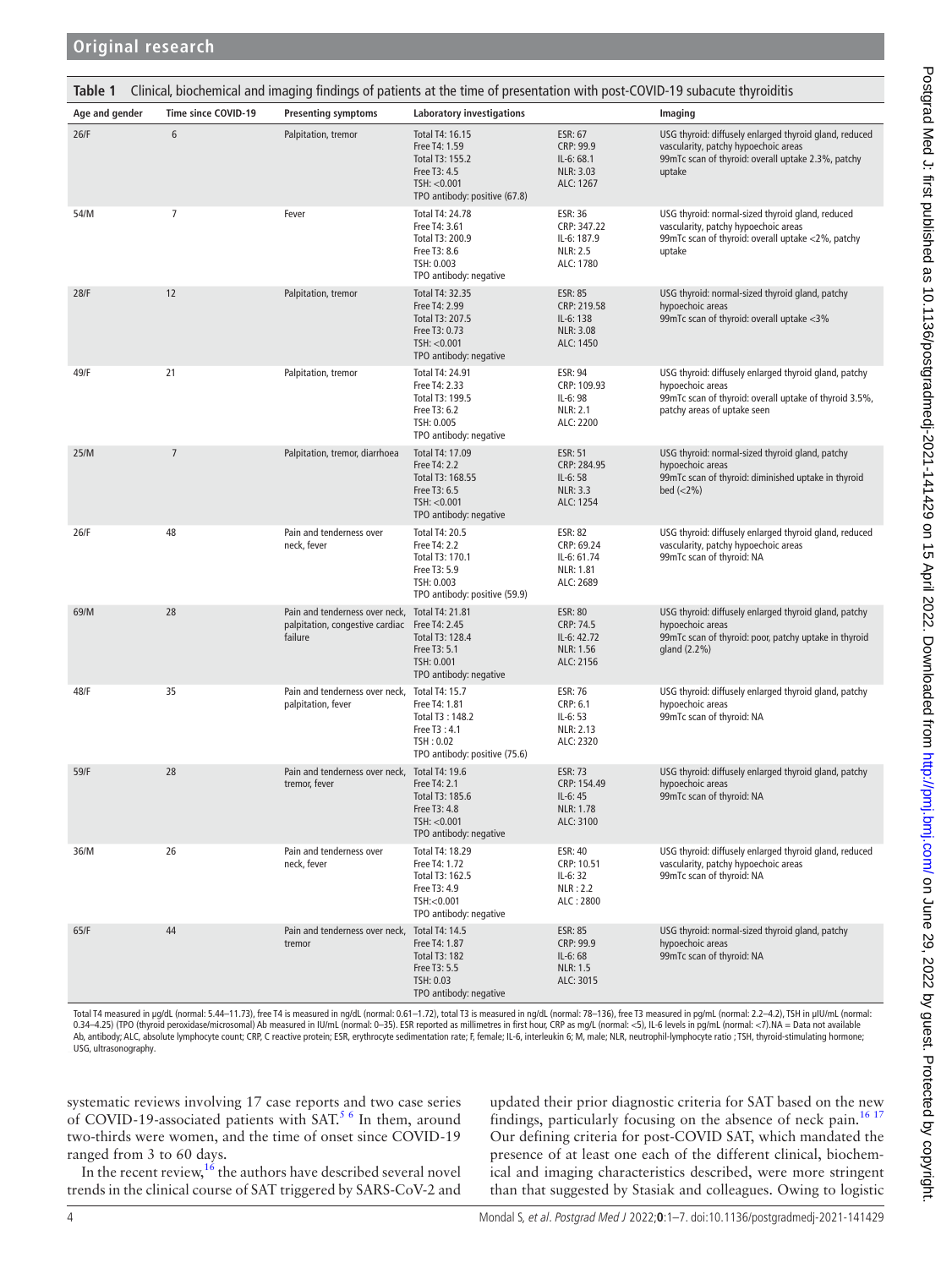**Table 1** Clinical, biochemical and imaging findings of patients at the time of presentation with post-COVID-19 subacute thyroiditis

| Age and gender | Time since COVID-19 | Presenting symptoms | Laboratory investigations | | Imaging |
|---|---|---|---|---|---|
| 26/F | 6 | Palpitation, tremor | Total T4: 16.15<br>Free T4: 1.59<br>Total T3: 155.2<br>Free T3: 4.5<br>TSH: <0.001<br>TPO antibody: positive (67.8) | ESR: 67<br>CRP: 99.9<br>IL-6: 68.1<br>NLR: 3.03<br>ALC: 1267 | USG thyroid: diffusely enlarged thyroid gland, reduced vascularity, patchy hypoechoic areas<br>99mTc scan of thyroid: overall uptake 2.3%, patchy uptake |
| 54/M | 7 | Fever | Total T4: 24.78<br>Free T4: 3.61<br>Total T3: 200.9<br>Free T3: 8.6<br>TSH: 0.003<br>TPO antibody: negative | ESR: 36<br>CRP: 347.22<br>IL-6: 187.9<br>NLR: 2.5<br>ALC: 1780 | USG thyroid: normal-sized thyroid gland, reduced vascularity, patchy hypoechoic areas<br>99mTc scan of thyroid: overall uptake <2%, patchy uptake |
| 28/F | 12 | Palpitation, tremor | Total T4: 32.35<br>Free T4: 2.99<br>Total T3: 207.5<br>Free T3: 0.73<br>TSH: <0.001<br>TPO antibody: negative | ESR: 85<br>CRP: 219.58<br>IL-6: 138<br>NLR: 3.08<br>ALC: 1450 | USG thyroid: normal-sized thyroid gland, patchy hypoechoic areas<br>99mTc scan of thyroid: overall uptake <3% |
| 49/F | 21 | Palpitation, tremor | Total T4: 24.91<br>Free T4: 2.33<br>Total T3: 199.5<br>Free T3: 6.2<br>TSH: 0.005<br>TPO antibody: negative | ESR: 94<br>CRP: 109.93<br>IL-6: 98<br>NLR: 2.1<br>ALC: 2200 | USG thyroid: diffusely enlarged thyroid gland, patchy hypoechoic areas<br>99mTc scan of thyroid: overall uptake of thyroid 3.5%, patchy areas of uptake seen |
| 25/M | 7 | Palpitation, tremor, diarrhoea | Total T4: 17.09<br>Free T4: 2.2<br>Total T3: 168.55<br>Free T3: 6.5<br>TSH: <0.001<br>TPO antibody: negative | ESR: 51<br>CRP: 284.95<br>IL-6: 58<br>NLR: 3.3<br>ALC: 1254 | USG thyroid: normal-sized thyroid gland, patchy hypoechoic areas<br>99mTc scan of thyroid: diminished uptake in thyroid bed (<2%) |
| 26/F | 48 | Pain and tenderness over neck, fever | Total T4: 20.5<br>Free T4: 2.2<br>Total T3: 170.1<br>Free T3: 5.9<br>TSH: 0.003<br>TPO antibody: positive (59.9) | ESR: 82<br>CRP: 69.24<br>IL-6: 61.74<br>NLR: 1.81<br>ALC: 2689 | USG thyroid: diffusely enlarged thyroid gland, reduced vascularity, patchy hypoechoic areas<br>99mTc scan of thyroid: NA |
| 69/M | 28 | Pain and tenderness over neck, palpitation, congestive cardiac failure | Total T4: 21.81<br>Free T4: 2.45<br>Total T3: 128.4<br>Free T3: 5.1<br>TSH: 0.001<br>TPO antibody: negative | ESR: 80<br>CRP: 74.5<br>IL-6: 42.72<br>NLR: 1.56<br>ALC: 2156 | USG thyroid: diffusely enlarged thyroid gland, patchy hypoechoic areas<br>99mTc scan of thyroid: poor, patchy uptake in thyroid gland (2.2%) |
| 48/F | 35 | Pain and tenderness over neck, palpitation, fever | Total T4: 15.7<br>Free T4: 1.81<br>Total T3 : 148.2<br>Free T3 : 4.1<br>TSH : 0.02<br>TPO antibody: positive (75.6) | ESR: 76<br>CRP: 6.1<br>IL-6: 53<br>NLR: 2.13<br>ALC: 2320 | USG thyroid: diffusely enlarged thyroid gland, patchy hypoechoic areas<br>99mTc scan of thyroid: NA |
| 59/F | 28 | Pain and tenderness over neck, tremor, fever | Total T4: 19.6<br>Free T4: 2.1<br>Total T3: 185.6<br>Free T3: 4.8<br>TSH: <0.001<br>TPO antibody: negative | ESR: 73<br>CRP: 154.49<br>IL-6: 45<br>NLR: 1.78<br>ALC: 3100 | USG thyroid: diffusely enlarged thyroid gland, patchy hypoechoic areas<br>99mTc scan of thyroid: NA |
| 36/M | 26 | Pain and tenderness over neck, fever | Total T4: 18.29<br>Free T4: 1.72<br>Total T3: 162.5<br>Free T3: 4.9<br>TSH:<0.001<br>TPO antibody: negative | ESR: 40<br>CRP: 10.51<br>IL-6: 32<br>NLR : 2.2<br>ALC : 2800 | USG thyroid: diffusely enlarged thyroid gland, reduced vascularity, patchy hypoechoic areas<br>99mTc scan of thyroid: NA |
| 65/F | 44 | Pain and tenderness over neck, tremor | Total T4: 14.5<br>Free T4: 1.87<br>Total T3: 182<br>Free T3: 5.5<br>TSH: 0.03<br>TPO antibody: negative | ESR: 85<br>CRP: 99.9<br>IL-6: 68<br>NLR: 1.5<br>ALC: 3015 | USG thyroid: normal-sized thyroid gland, patchy hypoechoic areas<br>99mTc scan of thyroid: NA |

Total T4 measured in µg/dL (normal: 5.44–11.73), free T4 is measured in ng/dL (normal: 0.61–1.72), total T3 is measured in ng/dL (normal: 78–136), free T3 measured in pg/mL (normal: 2.2–4.2), TSH in µIU/mL (normal: 0.34–4.25) (TPO (thyroid peroxidase/microsomal) Ab measured in IU/mL (normal: 0–35). ESR reported as millimetres in first hour, CRP as mg/L (normal: <5), IL-6 levels in pg/mL (normal: <7).NA = Data not available
Ab, antibody; ALC, absolute lymphocyte count; CRP, C reactive protein; ESR, erythrocyte sedimentation rate; F, female; IL-6, interleukin 6; M, male; NLR, neutrophil-lymphocyte ratio ; TSH, thyroid-stimulating hormone; USG, ultrasonography.

systematic reviews involving 17 case reports and two case series of COVID-19-associated patients with SAT.[5 6] In them, around two-thirds were women, and the time of onset since COVID-19 ranged from 3 to 60 days.

In the recent review,[16] the authors have described several novel trends in the clinical course of SAT triggered by SARS-CoV-2 and updated their prior diagnostic criteria for SAT based on the new findings, particularly focusing on the absence of neck pain.[16 17] Our defining criteria for post-COVID SAT, which mandated the presence of at least one each of the different clinical, biochemical and imaging characteristics described, were more stringent than that suggested by Stasiak and colleagues. Owing to logistic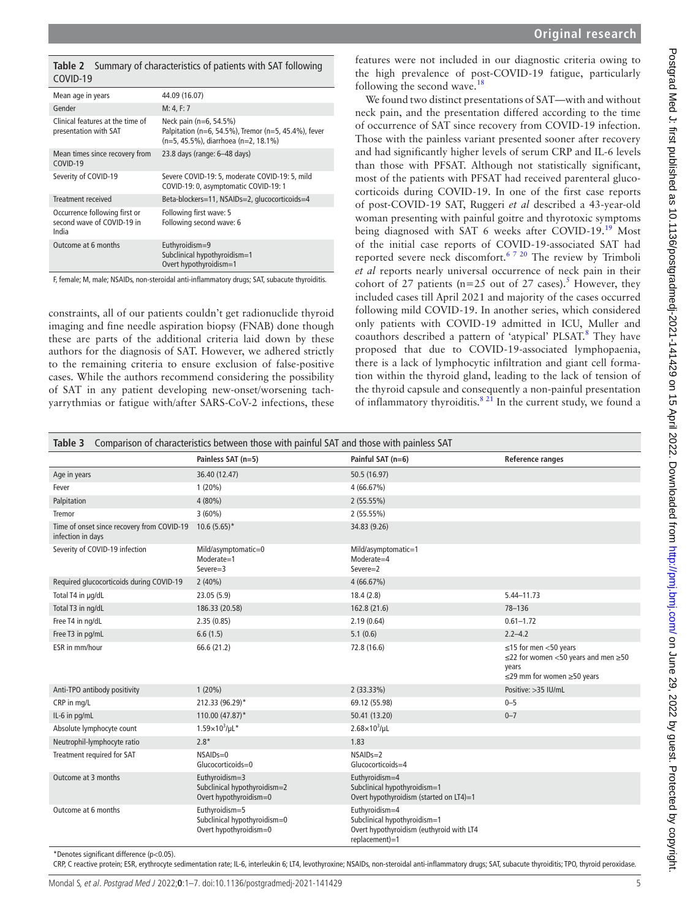**Table 2** Summary of characteristics of patients with SAT following COVID-19

| | |
|---|---|
| Mean age in years | 44.09 (16.07) |
| Gender | M: 4, F: 7 |
| Clinical features at the time of presentation with SAT | Neck pain (n=6, 54.5%)<br>Palpitation (n=6, 54.5%), Tremor (n=5, 45.4%), fever (n=5, 45.5%), diarrhoea (n=2, 18.1%) |
| Mean times since recovery from COVID-19 | 23.8 days (range: 6–48 days) |
| Severity of COVID-19 | Severe COVID-19: 5, moderate COVID-19: 5, mild COVID-19: 0, asymptomatic COVID-19: 1 |
| Treatment received | Beta-blockers=11, NSAIDs=2, glucocorticoids=4 |
| Occurrence following first or second wave of COVID-19 in India | Following first wave: 5<br>Following second wave: 6 |
| Outcome at 6 months | Euthyroidism=9<br>Subclinical hypothyroidism=1<br>Overt hypothyroidism=1 |

F, female; M, male; NSAIDs, non-steroidal anti-inflammatory drugs; SAT, subacute thyroiditis.

constraints, all of our patients couldn't get radionuclide thyroid imaging and fine needle aspiration biopsy (FNAB) done though these are parts of the additional criteria laid down by these authors for the diagnosis of SAT. However, we adhered strictly to the remaining criteria to ensure exclusion of false-positive cases. While the authors recommend considering the possibility of SAT in any patient developing new-onset/worsening tachyarrythmias or fatigue with/after SARS-CoV-2 infections, these features were not included in our diagnostic criteria owing to the high prevalence of post-COVID-19 fatigue, particularly following the second wave.[18]

We found two distinct presentations of SAT—with and without neck pain, and the presentation differed according to the time of occurrence of SAT since recovery from COVID-19 infection. Those with the painless variant presented sooner after recovery and had significantly higher levels of serum CRP and IL-6 levels than those with PFSAT. Although not statistically significant, most of the patients with PFSAT had received parenteral glucocorticoids during COVID-19. In one of the first case reports of post-COVID-19 SAT, Ruggeri *et al* described a 43-year-old woman presenting with painful goitre and thyrotoxic symptoms being diagnosed with SAT 6 weeks after COVID-19.[19] Most of the initial case reports of COVID-19-associated SAT had reported severe neck discomfort.[6 7 20] The review by Trimboli *et al* reports nearly universal occurrence of neck pain in their cohort of 27 patients (n=25 out of 27 cases).[5] However, they included cases till April 2021 and majority of the cases occurred following mild COVID-19. In another series, which considered only patients with COVID-19 admitted in ICU, Muller and coauthors described a pattern of 'atypical' PLSAT.[8] They have proposed that due to COVID-19-associated lymphopaenia, there is a lack of lymphocytic infiltration and giant cell formation within the thyroid gland, leading to the lack of tension of the thyroid capsule and consequently a non-painful presentation of inflammatory thyroiditis.[8 21] In the current study, we found a

**Table 3** Comparison of characteristics between those with painful SAT and those with painless SAT

| | Painless SAT (n=5) | Painful SAT (n=6) | Reference ranges |
|---|---|---|---|
| Age in years | 36.40 (12.47) | 50.5 (16.97) | |
| Fever | 1 (20%) | 4 (66.67%) | |
| Palpitation | 4 (80%) | 2 (55.55%) | |
| Tremor | 3 (60%) | 2 (55.55%) | |
| Time of onset since recovery from COVID-19 infection in days | 10.6 (5.65)* | 34.83 (9.26) | |
| Severity of COVID-19 infection | Mild/asymptomatic=0<br>Moderate=1<br>Severe=3 | Mild/asymptomatic=1<br>Moderate=4<br>Severe=2 | |
| Required glucocorticoids during COVID-19 | 2 (40%) | 4 (66.67%) | |
| Total T4 in µg/dL | 23.05 (5.9) | 18.4 (2.8) | 5.44–11.73 |
| Total T3 in ng/dL | 186.33 (20.58) | 162.8 (21.6) | 78–136 |
| Free T4 in ng/dL | 2.35 (0.85) | 2.19 (0.64) | 0.61–1.72 |
| Free T3 in pg/mL | 6.6 (1.5) | 5.1 (0.6) | 2.2–4.2 |
| ESR in mm/hour | 66.6 (21.2) | 72.8 (16.6) | ≤15 for men <50 years<br>≤22 for women <50 years and men ≥50 years<br>≤29 mm for women ≥50 years |
| Anti-TPO antibody positivity | 1 (20%) | 2 (33.33%) | Positive: >35 IU/mL |
| CRP in mg/L | 212.33 (96.29)* | 69.12 (55.98) | 0–5 |
| IL-6 in pg/mL | 110.00 (47.87)* | 50.41 (13.20) | 0–7 |
| Absolute lymphocyte count | $1.59 \times 10^3$/µL* | $2.68 \times 10^3$/µL | |
| Neutrophil-lymphocyte ratio | 2.8* | 1.83 | |
| Treatment required for SAT | NSAIDs=0<br>Glucocorticoids=0 | NSAIDs=2<br>Glucocorticoids=4 | |
| Outcome at 3 months | Euthyroidism=3<br>Subclinical hypothyroidism=2<br>Overt hypothyroidism=0 | Euthyroidism=4<br>Subclinical hypothyroidism=1<br>Overt hypothyroidism (started on LT4)=1 | |
| Outcome at 6 months | Euthyroidism=5<br>Subclinical hypothyroidism=0<br>Overt hypothyroidism=0 | Euthyroidism=4<br>Subclinical hypothyroidism=1<br>Overt hypothyroidism (euthyroid with LT4 replacement)=1 | |

*Denotes significant difference ($p<0.05$).

CRP, C reactive protein; ESR, erythrocyte sedimentation rate; IL-6, interleukin 6; LT4, levothyroxine; NSAIDs, non-steroidal anti-inflammatory drugs; SAT, subacute thyroiditis; TPO, thyroid peroxidase.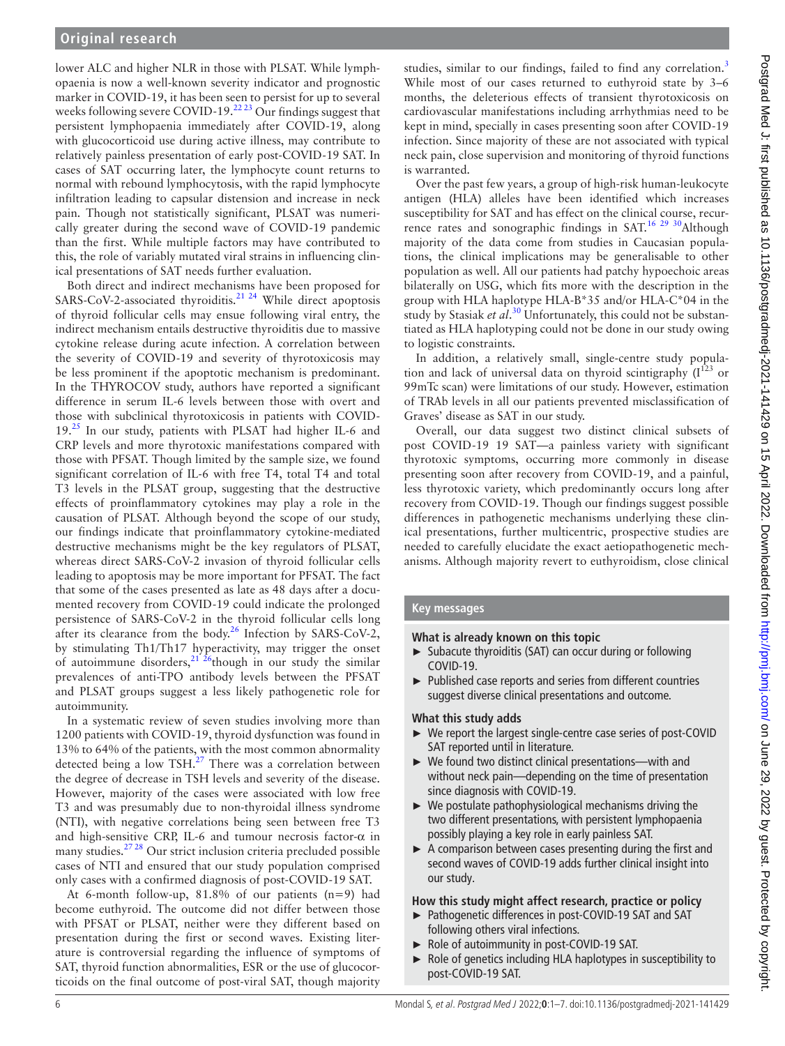lower ALC and higher NLR in those with PLSAT. While lymphopaenia is now a well-known severity indicator and prognostic marker in COVID-19, it has been seen to persist for up to several weeks following severe COVID-19.[22 23] Our findings suggest that persistent lymphopaenia immediately after COVID-19, along with glucocorticoid use during active illness, may contribute to relatively painless presentation of early post-COVID-19 SAT. In cases of SAT occurring later, the lymphocyte count returns to normal with rebound lymphocytosis, with the rapid lymphocyte infiltration leading to capsular distension and increase in neck pain. Though not statistically significant, PLSAT was numerically greater during the second wave of COVID-19 pandemic than the first. While multiple factors may have contributed to this, the role of variably mutated viral strains in influencing clinical presentations of SAT needs further evaluation.

Both direct and indirect mechanisms have been proposed for SARS-CoV-2-associated thyroiditis.[21 24] While direct apoptosis of thyroid follicular cells may ensue following viral entry, the indirect mechanism entails destructive thyroiditis due to massive cytokine release during acute infection. A correlation between the severity of COVID-19 and severity of thyrotoxicosis may be less prominent if the apoptotic mechanism is predominant. In the THYROCOV study, authors have reported a significant difference in serum IL-6 levels between those with overt and those with subclinical thyrotoxicosis in patients with COVID-19.[25] In our study, patients with PLSAT had higher IL-6 and CRP levels and more thyrotoxic manifestations compared with those with PFSAT. Though limited by the sample size, we found significant correlation of IL-6 with free T4, total T4 and total T3 levels in the PLSAT group, suggesting that the destructive effects of proinflammatory cytokines may play a role in the causation of PLSAT. Although beyond the scope of our study, our findings indicate that proinflammatory cytokine-mediated destructive mechanisms might be the key regulators of PLSAT, whereas direct SARS-CoV-2 invasion of thyroid follicular cells leading to apoptosis may be more important for PFSAT. The fact that some of the cases presented as late as 48 days after a documented recovery from COVID-19 could indicate the prolonged persistence of SARS-CoV-2 in the thyroid follicular cells long after its clearance from the body.[26] Infection by SARS-CoV-2, by stimulating Th1/Th17 hyperactivity, may trigger the onset of autoimmune disorders,[21 26]though in our study the similar prevalences of anti-TPO antibody levels between the PFSAT and PLSAT groups suggest a less likely pathogenetic role for autoimmunity.

In a systematic review of seven studies involving more than 1200 patients with COVID-19, thyroid dysfunction was found in 13% to 64% of the patients, with the most common abnormality detected being a low TSH.[27] There was a correlation between the degree of decrease in TSH levels and severity of the disease. However, majority of the cases were associated with low free T3 and was presumably due to non-thyroidal illness syndrome (NTI), with negative correlations being seen between free T3 and high-sensitive CRP, IL-6 and tumour necrosis factor-α in many studies.[27 28] Our strict inclusion criteria precluded possible cases of NTI and ensured that our study population comprised only cases with a confirmed diagnosis of post-COVID-19 SAT.

At 6-month follow-up, 81.8% of our patients (n=9) had become euthyroid. The outcome did not differ between those with PFSAT or PLSAT, neither were they different based on presentation during the first or second waves. Existing literature is controversial regarding the influence of symptoms of SAT, thyroid function abnormalities, ESR or the use of glucocorticoids on the final outcome of post-viral SAT, though majority studies, similar to our findings, failed to find any correlation.[3] While most of our cases returned to euthyroid state by 3–6 months, the deleterious effects of transient thyrotoxicosis on cardiovascular manifestations including arrhythmias need to be kept in mind, specially in cases presenting soon after COVID-19 infection. Since majority of these are not associated with typical neck pain, close supervision and monitoring of thyroid functions is warranted.

Over the past few years, a group of high-risk human-leukocyte antigen (HLA) alleles have been identified which increases susceptibility for SAT and has effect on the clinical course, recurrence rates and sonographic findings in SAT.[16 29 30]Although majority of the data come from studies in Caucasian populations, the clinical implications may be generalisable to other population as well. All our patients had patchy hypoechoic areas bilaterally on USG, which fits more with the description in the group with HLA haplotype HLA-B*35 and/or HLA-C*04 in the study by Stasiak *et al*.[30] Unfortunately, this could not be substantiated as HLA haplotyping could not be done in our study owing to logistic constraints.

In addition, a relatively small, single-centre study population and lack of universal data on thyroid scintigraphy ($I^{123}$ or 99mTc scan) were limitations of our study. However, estimation of TRAb levels in all our patients prevented misclassification of Graves' disease as SAT in our study.

Overall, our data suggest two distinct clinical subsets of post COVID-19 19 SAT—a painless variety with significant thyrotoxic symptoms, occurring more commonly in disease presenting soon after recovery from COVID-19, and a painful, less thyrotoxic variety, which predominantly occurs long after recovery from COVID-19. Though our findings suggest possible differences in pathogenetic mechanisms underlying these clinical presentations, further multicentric, prospective studies are needed to carefully elucidate the exact aetiopathogenetic mechanisms. Although majority revert to euthyroidism, close clinical

## Key messages

### What is already known on this topic

- Subacute thyroiditis (SAT) can occur during or following COVID-19.
- Published case reports and series from different countries suggest diverse clinical presentations and outcome.

### What this study adds

- We report the largest single-centre case series of post-COVID SAT reported until in literature.
- We found two distinct clinical presentations—with and without neck pain—depending on the time of presentation since diagnosis with COVID-19.
- We postulate pathophysiological mechanisms driving the two different presentations, with persistent lymphopaenia possibly playing a key role in early painless SAT.
- A comparison between cases presenting during the first and second waves of COVID-19 adds further clinical insight into our study.

### How this study might affect research, practice or policy

- Pathogenetic differences in post-COVID-19 SAT and SAT following others viral infections.
- Role of autoimmunity in post-COVID-19 SAT.
- Role of genetics including HLA haplotypes in susceptibility to post-COVID-19 SAT.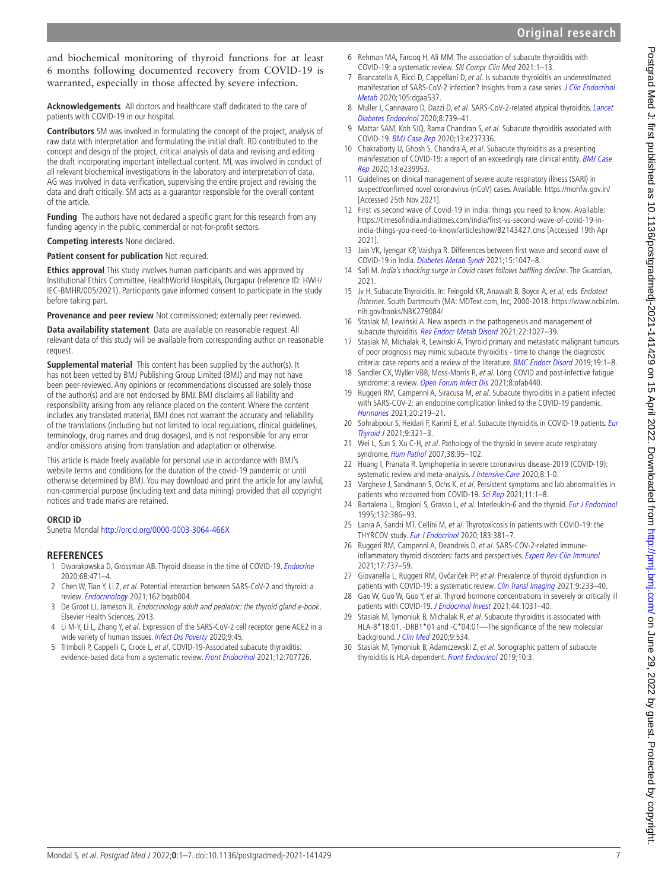and biochemical monitoring of thyroid functions for at least 6 months following documented recovery from COVID-19 is warranted, especially in those affected by severe infection.

**Acknowledgements** All doctors and healthcare staff dedicated to the care of patients with COVID-19 in our hospital.

**Contributors** SM was involved in formulating the concept of the project, analysis of raw data with interpretation and formulating the initial draft. RD contributed to the concept and design of the project, critical analysis of data and revising and editing the draft incorporating important intellectual content. ML was involved in conduct of all relevant biochemical investigations in the laboratory and interpretation of data. AG was involved in data verification, supervising the entire project and revising the data and draft critically. SM acts as a guarantor responsible for the overall content of the article.

**Funding** The authors have not declared a specific grant for this research from any funding agency in the public, commercial or not-for-profit sectors.

**Competing interests** None declared.

**Patient consent for publication** Not required.

**Ethics approval** This study involves human participants and was approved by Institutional Ethics Committee, HealthWorld Hospitals, Durgapur (reference ID: HWH/IEC-BMHR/005/2021). Participants gave informed consent to participate in the study before taking part.

**Provenance and peer review** Not commissioned; externally peer reviewed.

**Data availability statement** Data are available on reasonable request. All relevant data of this study will be available from corresponding author on reasonable request.

**Supplemental material** This content has been supplied by the author(s). It has not been vetted by BMJ Publishing Group Limited (BMJ) and may not have been peer-reviewed. Any opinions or recommendations discussed are solely those of the author(s) and are not endorsed by BMJ. BMJ disclaims all liability and responsibility arising from any reliance placed on the content. Where the content includes any translated material, BMJ does not warrant the accuracy and reliability of the translations (including but not limited to local regulations, clinical guidelines, terminology, drug names and drug dosages), and is not responsible for any error and/or omissions arising from translation and adaptation or otherwise.

This article is made freely available for personal use in accordance with BMJ's website terms and conditions for the duration of the covid-19 pandemic or until otherwise determined by BMJ. You may download and print the article for any lawful, non-commercial purpose (including text and data mining) provided that all copyright notices and trade marks are retained.

**ORCID iD**

Sunetra Mondal http://orcid.org/0000-0003-3064-466X

## REFERENCES

1. Dworakowska D, Grossman AB. Thyroid disease in the time of COVID-19. *Endocrine* 2020;68:471–4.
2. Chen W, Tian Y, Li Z, *et al*. Potential interaction between SARS-CoV-2 and thyroid: a review. *Endocrinology* 2021;162:bqab004.
3. De Groot LJ, Jameson JL. *Endocrinology adult and pediatric: the thyroid gland e-book*. Elsevier Health Sciences, 2013.
4. Li M-Y, Li L, Zhang Y, *et al*. Expression of the SARS-CoV-2 cell receptor gene ACE2 in a wide variety of human tissues. *Infect Dis Poverty* 2020;9:45.
5. Trimboli P, Cappelli C, Croce L, *et al*. COVID-19-Associated subacute thyroiditis: evidence-based data from a systematic review. *Front Endocrinol* 2021;12:707726.
6. Rehman MA, Farooq H, Ali MM. The association of subacute thyroiditis with COVID-19: a systematic review. *SN Compr Clin Med* 2021:1–13.
7. Brancatella A, Ricci D, Cappellani D, *et al*. Is subacute thyroiditis an underestimated manifestation of SARS-CoV-2 infection? Insights from a case series. *J Clin Endocrinol Metab* 2020;105:dgaa537.
8. Muller I, Cannavaro D, Dazzi D, *et al*. SARS-CoV-2-related atypical thyroiditis. *Lancet Diabetes Endocrinol* 2020;8:739–41.
9. Mattar SAM, Koh SJQ, Rama Chandran S, *et al*. Subacute thyroiditis associated with COVID-19. *BMJ Case Rep* 2020;13:e237336.
10. Chakraborty U, Ghosh S, Chandra A, *et al*. Subacute thyroiditis as a presenting manifestation of COVID-19: a report of an exceedingly rare clinical entity. *BMJ Case Rep* 2020;13:e239953.
11. Guidelines on clinical management of severe acute respiratory illness (SARI) in suspect/confirmed novel coronavirus (nCoV) cases. Available: https://mohfw.gov.in/ [Accessed 25th Nov 2021].
12. First vs second wave of Covid-19 in India: things you need to know. Available: https://timesofindia.indiatimes.com/india/first-vs-second-wave-of-covid-19-in-india-things-you-need-to-know/articleshow/82143427.cms [Accessed 19th Apr 2021].
13. Jain VK, Iyengar KP, Vaishya R. Differences between first wave and second wave of COVID-19 in India. *Diabetes Metab Syndr* 2021;15:1047–8.
14. Safi M. *India's shocking surge in Covid cases follows baffling decline*. The Guardian, 2021.
15. Jv H. Subacute Thyroiditis. In: Feingold KR, Anawalt B, Boyce A, *et al*, eds. *Endotext [Internet*. South Dartmouth (MA: MDText.com, Inc, 2000-2018. https://www.ncbi.nlm.nih.gov/books/NBK279084/
16. Stasiak M, Lewiński A. New aspects in the pathogenesis and management of subacute thyroiditis. *Rev Endocr Metab Disord* 2021;22:1027–39.
17. Stasiak M, Michalak R, Lewinski A. Thyroid primary and metastatic malignant tumours of poor prognosis may mimic subacute thyroiditis - time to change the diagnostic criteria: case reports and a review of the literature. *BMC Endocr Disord* 2019;19:1–8.
18. Sandler CX, Wyller VBB, Moss-Morris R, *et al*. Long COVID and post-infective fatigue syndrome: a review. *Open Forum Infect Dis* 2021;8:ofab440.
19. Ruggeri RM, Campennì A, Siracusa M, *et al*. Subacute thyroiditis in a patient infected with SARS-COV-2: an endocrine complication linked to the COVID-19 pandemic. *Hormones* 2021;20:219–21.
20. Sohrabpour S, Heidari F, Karimi E, *et al*. Subacute thyroiditis in COVID-19 patients. *Eur Thyroid J* 2021;9:321–3.
21. Wei L, Sun S, Xu C-H, *et al*. Pathology of the thyroid in severe acute respiratory syndrome. *Hum Pathol* 2007;38:95–102.
22. Huang I, Pranata R. Lymphopenia in severe coronavirus disease-2019 (COVID-19): systematic review and meta-analysis. *J Intensive Care* 2020;8:1-0.
23. Varghese J, Sandmann S, Ochs K, *et al*. Persistent symptoms and lab abnormalities in patients who recovered from COVID-19. *Sci Rep* 2021;11:1–8.
24. Bartalena L, Brogioni S, Grasso L, *et al*. Interleukin-6 and the thyroid. *Eur J Endocrinol* 1995;132:386–93.
25. Lania A, Sandri MT, Cellini M, *et al*. Thyrotoxicosis in patients with COVID-19: the THYRCOV study. *Eur J Endocrinol* 2020;183:381–7.
26. Ruggeri RM, Campennì A, Deandreis D, *et al*. SARS-COV-2-related immune-inflammatory thyroid disorders: facts and perspectives. *Expert Rev Clin Immunol* 2021;17:737–59.
27. Giovanella L, Ruggeri RM, Ovčariček PP, *et al*. Prevalence of thyroid dysfunction in patients with COVID-19: a systematic review. *Clin Transl Imaging* 2021;9:233–40.
28. Gao W, Guo W, Guo Y, *et al*. Thyroid hormone concentrations in severely or critically ill patients with COVID-19. *J Endocrinol Invest* 2021;44:1031–40.
29. Stasiak M, Tymoniuk B, Michalak R, *et al*. Subacute thyroiditis is associated with HLA-B*18:01, -DRB1*01 and -C*04:01—The significance of the new molecular background. *J Clin Med* 2020;9:534.
30. Stasiak M, Tymoniuk B, Adamczewski Z, *et al*. Sonographic pattern of subacute thyroiditis is HLA-dependent. *Front Endocrinol* 2019;10:3.